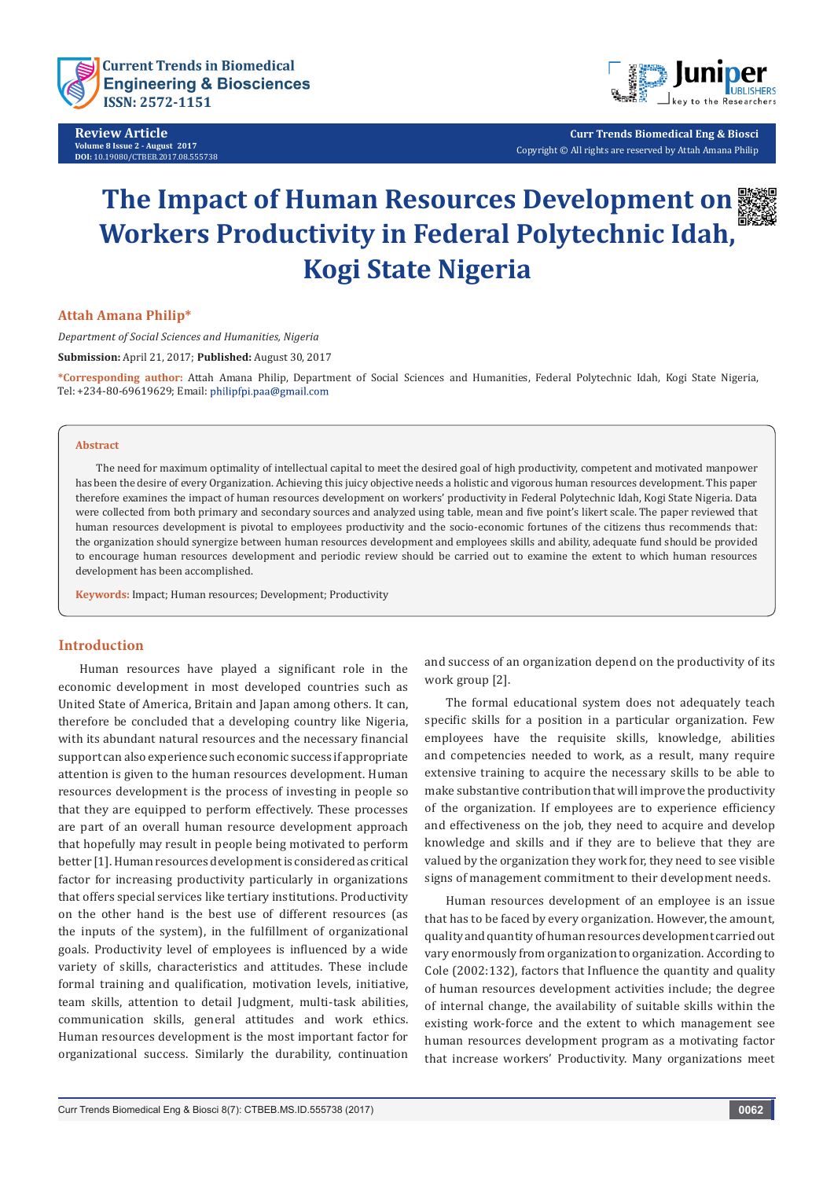Review Article

# The Impact of Human Resources Development on Workers Productivity in Federal Polytechnic Idah, Kogi State Nigeria

**Attah Amana Philip***

*Department of Social Sciences and Humanities, Nigeria*

**Submission:** April 21, 2017; **Published:** August 30, 2017

***Corresponding author:** Attah Amana Philip, Department of Social Sciences and Humanities, Federal Polytechnic Idah, Kogi State Nigeria, Tel: +234-80-69619629; Email: philipfpi.paa@gmail.com

## Abstract

The need for maximum optimality of intellectual capital to meet the desired goal of high productivity, competent and motivated manpower has been the desire of every Organization. Achieving this juicy objective needs a holistic and vigorous human resources development. This paper therefore examines the impact of human resources development on workers' productivity in Federal Polytechnic Idah, Kogi State Nigeria. Data were collected from both primary and secondary sources and analyzed using table, mean and five point's likert scale. The paper reviewed that human resources development is pivotal to employees productivity and the socio-economic fortunes of the citizens thus recommends that: the organization should synergize between human resources development and employees skills and ability, adequate fund should be provided to encourage human resources development and periodic review should be carried out to examine the extent to which human resources development has been accomplished.

**Keywords:** Impact; Human resources; Development; Productivity

## Introduction

Human resources have played a significant role in the economic development in most developed countries such as United State of America, Britain and Japan among others. It can, therefore be concluded that a developing country like Nigeria, with its abundant natural resources and the necessary financial support can also experience such economic success if appropriate attention is given to the human resources development. Human resources development is the process of investing in people so that they are equipped to perform effectively. These processes are part of an overall human resource development approach that hopefully may result in people being motivated to perform better [1]. Human resources development is considered as critical factor for increasing productivity particularly in organizations that offers special services like tertiary institutions. Productivity on the other hand is the best use of different resources (as the inputs of the system), in the fulfillment of organizational goals. Productivity level of employees is influenced by a wide variety of skills, characteristics and attitudes. These include formal training and qualification, motivation levels, initiative, team skills, attention to detail Judgment, multi-task abilities, communication skills, general attitudes and work ethics. Human resources development is the most important factor for organizational success. Similarly the durability, continuation and success of an organization depend on the productivity of its work group [2].

The formal educational system does not adequately teach specific skills for a position in a particular organization. Few employees have the requisite skills, knowledge, abilities and competencies needed to work, as a result, many require extensive training to acquire the necessary skills to be able to make substantive contribution that will improve the productivity of the organization. If employees are to experience efficiency and effectiveness on the job, they need to acquire and develop knowledge and skills and if they are to believe that they are valued by the organization they work for, they need to see visible signs of management commitment to their development needs.

Human resources development of an employee is an issue that has to be faced by every organization. However, the amount, quality and quantity of human resources development carried out vary enormously from organization to organization. According to Cole (2002:132), factors that Influence the quantity and quality of human resources development activities include; the degree of internal change, the availability of suitable skills within the existing work-force and the extent to which management see human resources development program as a motivating factor that increase workers' Productivity. Many organizations meet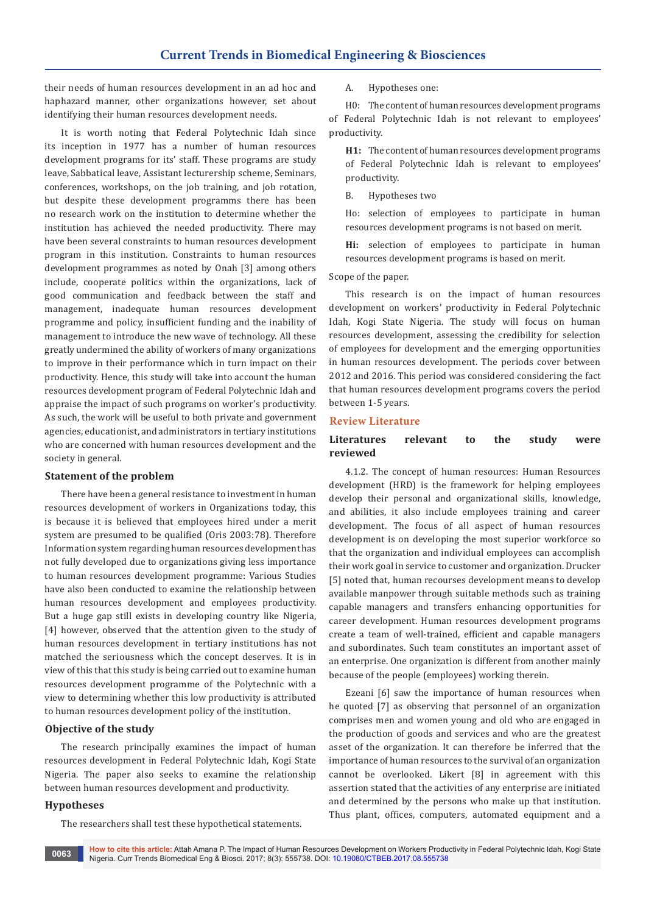their needs of human resources development in an ad hoc and haphazard manner, other organizations however, set about identifying their human resources development needs.

It is worth noting that Federal Polytechnic Idah since its inception in 1977 has a number of human resources development programs for its' staff. These programs are study leave, Sabbatical leave, Assistant lecturership scheme, Seminars, conferences, workshops, on the job training, and job rotation, but despite these development programms there has been no research work on the institution to determine whether the institution has achieved the needed productivity. There may have been several constraints to human resources development program in this institution. Constraints to human resources development programmes as noted by Onah [3] among others include, cooperate politics within the organizations, lack of good communication and feedback between the staff and management, inadequate human resources development programme and policy, insufficient funding and the inability of management to introduce the new wave of technology. All these greatly undermined the ability of workers of many organizations to improve in their performance which in turn impact on their productivity. Hence, this study will take into account the human resources development program of Federal Polytechnic Idah and appraise the impact of such programs on worker's productivity. As such, the work will be useful to both private and government agencies, educationist, and administrators in tertiary institutions who are concerned with human resources development and the society in general.

## Statement of the problem

There have been a general resistance to investment in human resources development of workers in Organizations today, this is because it is believed that employees hired under a merit system are presumed to be qualified (Oris 2003:78). Therefore Information system regarding human resources development has not fully developed due to organizations giving less importance to human resources development programme: Various Studies have also been conducted to examine the relationship between human resources development and employees productivity. But a huge gap still exists in developing country like Nigeria, [4] however, observed that the attention given to the study of human resources development in tertiary institutions has not matched the seriousness which the concept deserves. It is in view of this that this study is being carried out to examine human resources development programme of the Polytechnic with a view to determining whether this low productivity is attributed to human resources development policy of the institution.

## Objective of the study

The research principally examines the impact of human resources development in Federal Polytechnic Idah, Kogi State Nigeria. The paper also seeks to examine the relationship between human resources development and productivity.

## Hypotheses

The researchers shall test these hypothetical statements.

A. Hypotheses one:

H0: The content of human resources development programs of Federal Polytechnic Idah is not relevant to employees' productivity.

**H1:** The content of human resources development programs of Federal Polytechnic Idah is relevant to employees' productivity.

B. Hypotheses two

Ho: selection of employees to participate in human resources development programs is not based on merit.

**Hi:** selection of employees to participate in human resources development programs is based on merit.

Scope of the paper.

This research is on the impact of human resources development on workers' productivity in Federal Polytechnic Idah, Kogi State Nigeria. The study will focus on human resources development, assessing the credibility for selection of employees for development and the emerging opportunities in human resources development. The periods cover between 2012 and 2016. This period was considered considering the fact that human resources development programs covers the period between 1-5 years.

## Review Literature

### Literatures relevant to the study were reviewed

4.1.2. The concept of human resources: Human Resources development (HRD) is the framework for helping employees develop their personal and organizational skills, knowledge, and abilities, it also include employees training and career development. The focus of all aspect of human resources development is on developing the most superior workforce so that the organization and individual employees can accomplish their work goal in service to customer and organization. Drucker [5] noted that, human recourses development means to develop available manpower through suitable methods such as training capable managers and transfers enhancing opportunities for career development. Human resources development programs create a team of well-trained, efficient and capable managers and subordinates. Such team constitutes an important asset of an enterprise. One organization is different from another mainly because of the people (employees) working therein.

Ezeani [6] saw the importance of human resources when he quoted [7] as observing that personnel of an organization comprises men and women young and old who are engaged in the production of goods and services and who are the greatest asset of the organization. It can therefore be inferred that the importance of human resources to the survival of an organization cannot be overlooked. Likert [8] in agreement with this assertion stated that the activities of any enterprise are initiated and determined by the persons who make up that institution. Thus plant, offices, computers, automated equipment and a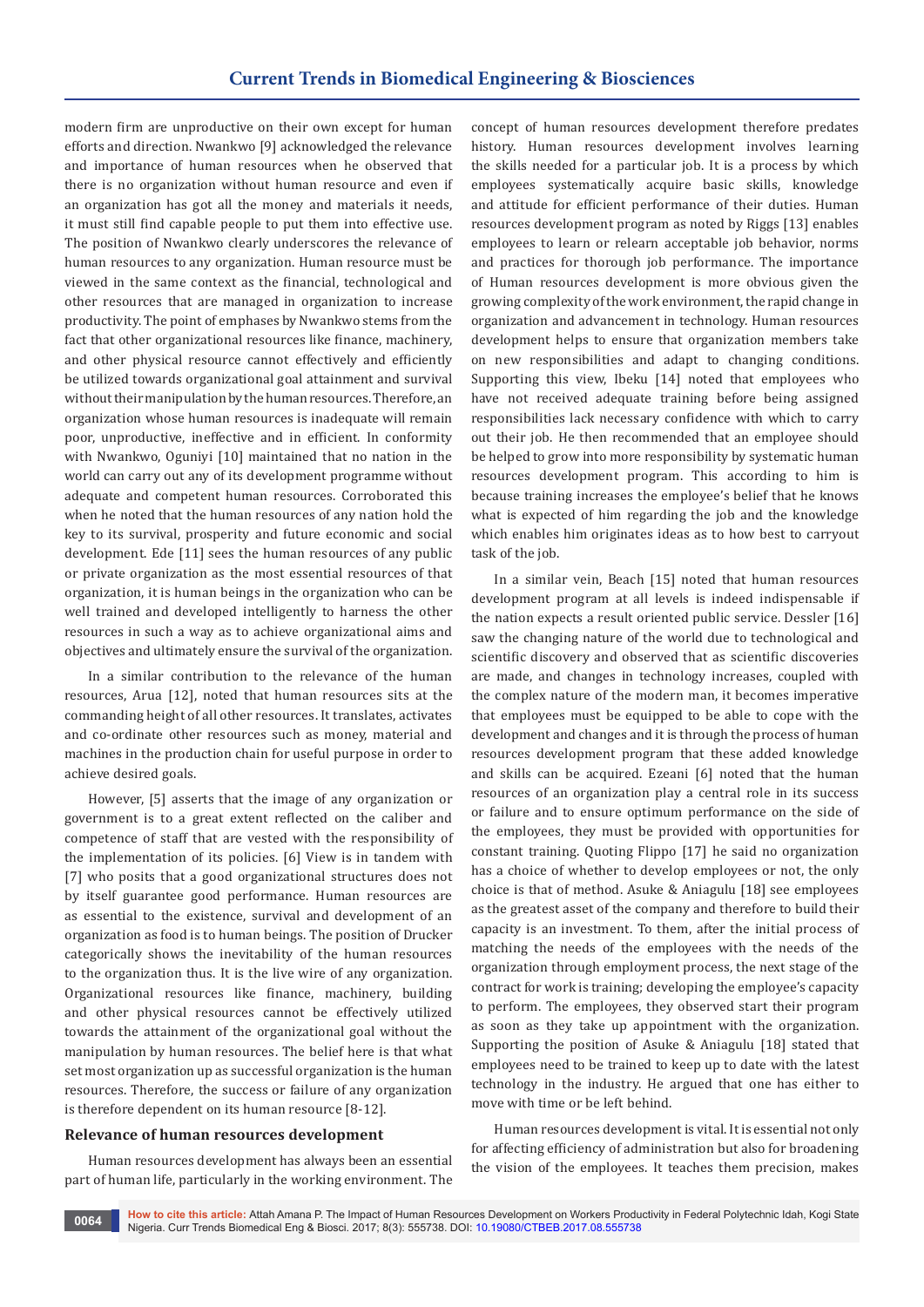modern firm are unproductive on their own except for human efforts and direction. Nwankwo [9] acknowledged the relevance and importance of human resources when he observed that there is no organization without human resource and even if an organization has got all the money and materials it needs, it must still find capable people to put them into effective use. The position of Nwankwo clearly underscores the relevance of human resources to any organization. Human resource must be viewed in the same context as the financial, technological and other resources that are managed in organization to increase productivity. The point of emphases by Nwankwo stems from the fact that other organizational resources like finance, machinery, and other physical resource cannot effectively and efficiently be utilized towards organizational goal attainment and survival without their manipulation by the human resources. Therefore, an organization whose human resources is inadequate will remain poor, unproductive, ineffective and in efficient. In conformity with Nwankwo, Oguniyi [10] maintained that no nation in the world can carry out any of its development programme without adequate and competent human resources. Corroborated this when he noted that the human resources of any nation hold the key to its survival, prosperity and future economic and social development. Ede [11] sees the human resources of any public or private organization as the most essential resources of that organization, it is human beings in the organization who can be well trained and developed intelligently to harness the other resources in such a way as to achieve organizational aims and objectives and ultimately ensure the survival of the organization.

In a similar contribution to the relevance of the human resources, Arua [12], noted that human resources sits at the commanding height of all other resources. It translates, activates and co-ordinate other resources such as money, material and machines in the production chain for useful purpose in order to achieve desired goals.

However, [5] asserts that the image of any organization or government is to a great extent reflected on the caliber and competence of staff that are vested with the responsibility of the implementation of its policies. [6] View is in tandem with [7] who posits that a good organizational structures does not by itself guarantee good performance. Human resources are as essential to the existence, survival and development of an organization as food is to human beings. The position of Drucker categorically shows the inevitability of the human resources to the organization thus. It is the live wire of any organization. Organizational resources like finance, machinery, building and other physical resources cannot be effectively utilized towards the attainment of the organizational goal without the manipulation by human resources. The belief here is that what set most organization up as successful organization is the human resources. Therefore, the success or failure of any organization is therefore dependent on its human resource [8-12].

## Relevance of human resources development

Human resources development has always been an essential part of human life, particularly in the working environment. The concept of human resources development therefore predates history. Human resources development involves learning the skills needed for a particular job. It is a process by which employees systematically acquire basic skills, knowledge and attitude for efficient performance of their duties. Human resources development program as noted by Riggs [13] enables employees to learn or relearn acceptable job behavior, norms and practices for thorough job performance. The importance of Human resources development is more obvious given the growing complexity of the work environment, the rapid change in organization and advancement in technology. Human resources development helps to ensure that organization members take on new responsibilities and adapt to changing conditions. Supporting this view, Ibeku [14] noted that employees who have not received adequate training before being assigned responsibilities lack necessary confidence with which to carry out their job. He then recommended that an employee should be helped to grow into more responsibility by systematic human resources development program. This according to him is because training increases the employee's belief that he knows what is expected of him regarding the job and the knowledge which enables him originates ideas as to how best to carryout task of the job.

In a similar vein, Beach [15] noted that human resources development program at all levels is indeed indispensable if the nation expects a result oriented public service. Dessler [16] saw the changing nature of the world due to technological and scientific discovery and observed that as scientific discoveries are made, and changes in technology increases, coupled with the complex nature of the modern man, it becomes imperative that employees must be equipped to be able to cope with the development and changes and it is through the process of human resources development program that these added knowledge and skills can be acquired. Ezeani [6] noted that the human resources of an organization play a central role in its success or failure and to ensure optimum performance on the side of the employees, they must be provided with opportunities for constant training. Quoting Flippo [17] he said no organization has a choice of whether to develop employees or not, the only choice is that of method. Asuke & Aniagulu [18] see employees as the greatest asset of the company and therefore to build their capacity is an investment. To them, after the initial process of matching the needs of the employees with the needs of the organization through employment process, the next stage of the contract for work is training; developing the employee's capacity to perform. The employees, they observed start their program as soon as they take up appointment with the organization. Supporting the position of Asuke & Aniagulu [18] stated that employees need to be trained to keep up to date with the latest technology in the industry. He argued that one has either to move with time or be left behind.

Human resources development is vital. It is essential not only for affecting efficiency of administration but also for broadening the vision of the employees. It teaches them precision, makes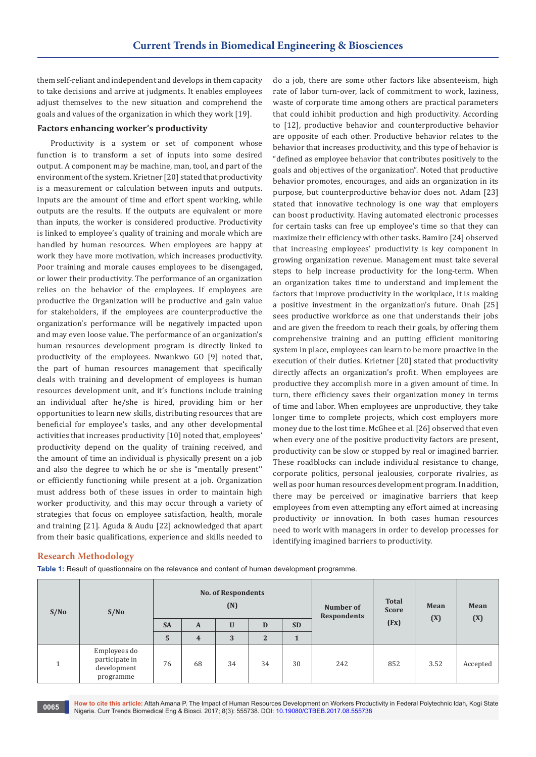them self-reliant and independent and develops in them capacity to take decisions and arrive at judgments. It enables employees adjust themselves to the new situation and comprehend the goals and values of the organization in which they work [19].

### Factors enhancing worker's productivity

Productivity is a system or set of component whose function is to transform a set of inputs into some desired output. A component may be machine, man, tool, and part of the environment of the system. Krietner [20] stated that productivity is a measurement or calculation between inputs and outputs. Inputs are the amount of time and effort spent working, while outputs are the results. If the outputs are equivalent or more than inputs, the worker is considered productive. Productivity is linked to employee's quality of training and morale which are handled by human resources. When employees are happy at work they have more motivation, which increases productivity. Poor training and morale causes employees to be disengaged, or lower their productivity. The performance of an organization relies on the behavior of the employees. If employees are productive the Organization will be productive and gain value for stakeholders, if the employees are counterproductive the organization's performance will be negatively impacted upon and may even loose value. The performance of an organization's human resources development program is directly linked to productivity of the employees. Nwankwo GO [9] noted that, the part of human resources management that specifically deals with training and development of employees is human resources development unit, and it's functions include training an individual after he/she is hired, providing him or her opportunities to learn new skills, distributing resources that are beneficial for employee's tasks, and any other developmental activities that increases productivity [10] noted that, employees' productivity depend on the quality of training received, and the amount of time an individual is physically present on a job and also the degree to which he or she is "mentally present'' or efficiently functioning while present at a job. Organization must address both of these issues in order to maintain high worker productivity, and this may occur through a variety of strategies that focus on employee satisfaction, health, morale and training [21]. Aguda & Audu [22] acknowledged that apart from their basic qualifications, experience and skills needed to do a job, there are some other factors like absenteeism, high rate of labor turn-over, lack of commitment to work, laziness, waste of corporate time among others are practical parameters that could inhibit production and high productivity. According to [12], productive behavior and counterproductive behavior are opposite of each other. Productive behavior relates to the behavior that increases productivity, and this type of behavior is "defined as employee behavior that contributes positively to the goals and objectives of the organization". Noted that productive behavior promotes, encourages, and aids an organization in its purpose, but counterproductive behavior does not. Adam [23] stated that innovative technology is one way that employers can boost productivity. Having automated electronic processes for certain tasks can free up employee's time so that they can maximize their efficiency with other tasks. Bamiro [24] observed that increasing employees' productivity is key component in growing organization revenue. Management must take several steps to help increase productivity for the long-term. When an organization takes time to understand and implement the factors that improve productivity in the workplace, it is making a positive investment in the organization's future. Onah [25] sees productive workforce as one that understands their jobs and are given the freedom to reach their goals, by offering them comprehensive training and an putting efficient monitoring system in place, employees can learn to be more proactive in the execution of their duties. Krietner [20] stated that productivity directly affects an organization's profit. When employees are productive they accomplish more in a given amount of time. In turn, there efficiency saves their organization money in terms of time and labor. When employees are unproductive, they take longer time to complete projects, which cost employers more money due to the lost time. McGhee et al. [26] observed that even when every one of the positive productivity factors are present, productivity can be slow or stopped by real or imagined barrier. These roadblocks can include individual resistance to change, corporate politics, personal jealousies, corporate rivalries, as well as poor human resources development program. In addition, there may be perceived or imaginative barriers that keep employees from even attempting any effort aimed at increasing productivity or innovation. In both cases human resources need to work with managers in order to develop processes for identifying imagined barriers to productivity.

## Research Methodology

**Table 1:** Result of questionnaire on the relevance and content of human development programme.

| S/No | S/No | No. of Respondents (N) | | | | | Number of Respondents | Total Score (Fx) | Mean (X) | Mean (X) |
|---|---|---|---|---|---|---|---|---|---|---|
| | | SA | A | U | D | SD | | | | |
| | | 5 | 4 | 3 | 2 | 1 | | | | |
| 1 | Employees do participate in development programme | 76 | 68 | 34 | 34 | 30 | 242 | 852 | 3.52 | Accepted |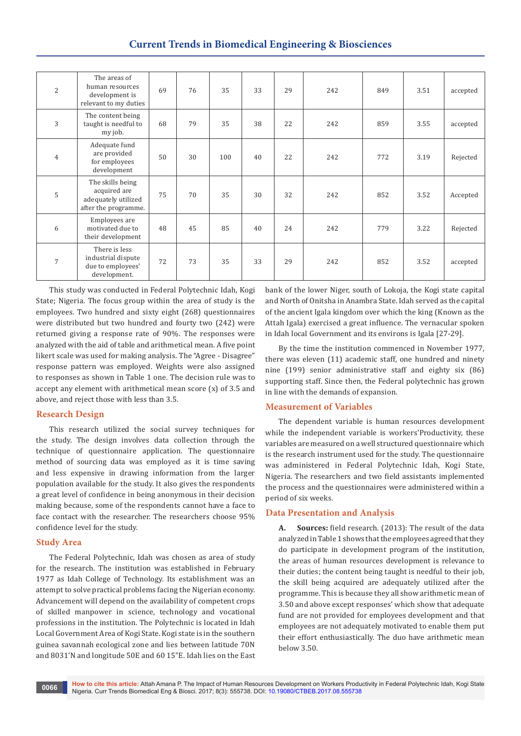| 2 | The areas of human resources development is relevant to my duties | 69 | 76 | 35 | 33 | 29 | 242 | 849 | 3.51 | accepted |
|---|---|---|---|---|---|---|---|---|---|---|
| 3 | The content being taught is needful to my job. | 68 | 79 | 35 | 38 | 22 | 242 | 859 | 3.55 | accepted |
| 4 | Adequate fund are provided for employees development | 50 | 30 | 100 | 40 | 22 | 242 | 772 | 3.19 | Rejected |
| 5 | The skills being acquired are adequately utilized after the programme. | 75 | 70 | 35 | 30 | 32 | 242 | 852 | 3.52 | Accepted |
| 6 | Employees are motivated due to their development | 48 | 45 | 85 | 40 | 24 | 242 | 779 | 3.22 | Rejected |
| 7 | There is less industrial dispute due to employees' development. | 72 | 73 | 35 | 33 | 29 | 242 | 852 | 3.52 | accepted |

This study was conducted in Federal Polytechnic Idah, Kogi State; Nigeria. The focus group within the area of study is the employees. Two hundred and sixty eight (268) questionnaires were distributed but two hundred and fourty two (242) were returned giving a response rate of 90%. The responses were analyzed with the aid of table and arithmetical mean. A five point likert scale was used for making analysis. The "Agree - Disagree" response pattern was employed. Weights were also assigned to responses as shown in Table 1 one. The decision rule was to accept any element with arithmetical mean score (x) of 3.5 and above, and reject those with less than 3.5.

## Research Design

This research utilized the social survey techniques for the study. The design involves data collection through the technique of questionnaire application. The questionnaire method of sourcing data was employed as it is time saving and less expensive in drawing information from the larger population available for the study. It also gives the respondents a great level of confidence in being anonymous in their decision making because, some of the respondents cannot have a face to face contact with the researcher. The researchers choose 95% confidence level for the study.

## Study Area

The Federal Polytechnic, Idah was chosen as area of study for the research. The institution was established in February 1977 as Idah College of Technology. Its establishment was an attempt to solve practical problems facing the Nigerian economy. Advancement will depend on the availability of competent crops of skilled manpower in science, technology and vocational professions in the institution. The Polytechnic is located in Idah Local Government Area of Kogi State. Kogi state is in the southern guinea savannah ecological zone and lies between latitude 70N and 8031'N and longitude 50E and 60 15"E. Idah lies on the East bank of the lower Niger, south of Lokoja, the Kogi state capital and North of Onitsha in Anambra State. Idah served as the capital of the ancient Igala kingdom over which the king (Known as the Attah Igala) exercised a great influence. The vernacular spoken in Idah local Government and its environs is Igala [27-29].

By the time the institution commenced in November 1977, there was eleven (11) academic staff, one hundred and ninety nine (199) senior administrative staff and eighty six (86) supporting staff. Since then, the Federal polytechnic has grown in line with the demands of expansion.

## Measurement of Variables

The dependent variable is human resources development while the independent variable is workers'Productivity, these variables are measured on a well structured questionnaire which is the research instrument used for the study. The questionnaire was administered in Federal Polytechnic Idah, Kogi State, Nigeria. The researchers and two field assistants implemented the process and the questionnaires were administered within a period of six weeks.

## Data Presentation and Analysis

A. **Sources:** field research. (2013): The result of the data analyzed in Table 1 shows that the employees agreed that they do participate in development program of the institution, the areas of human resources development is relevance to their duties; the content being taught is needful to their job, the skill being acquired are adequately utilized after the programme. This is because they all show arithmetic mean of 3.50 and above except responses' which show that adequate fund are not provided for employees development and that employees are not adequately motivated to enable them put their effort enthusiastically. The duo have arithmetic mean below 3.50.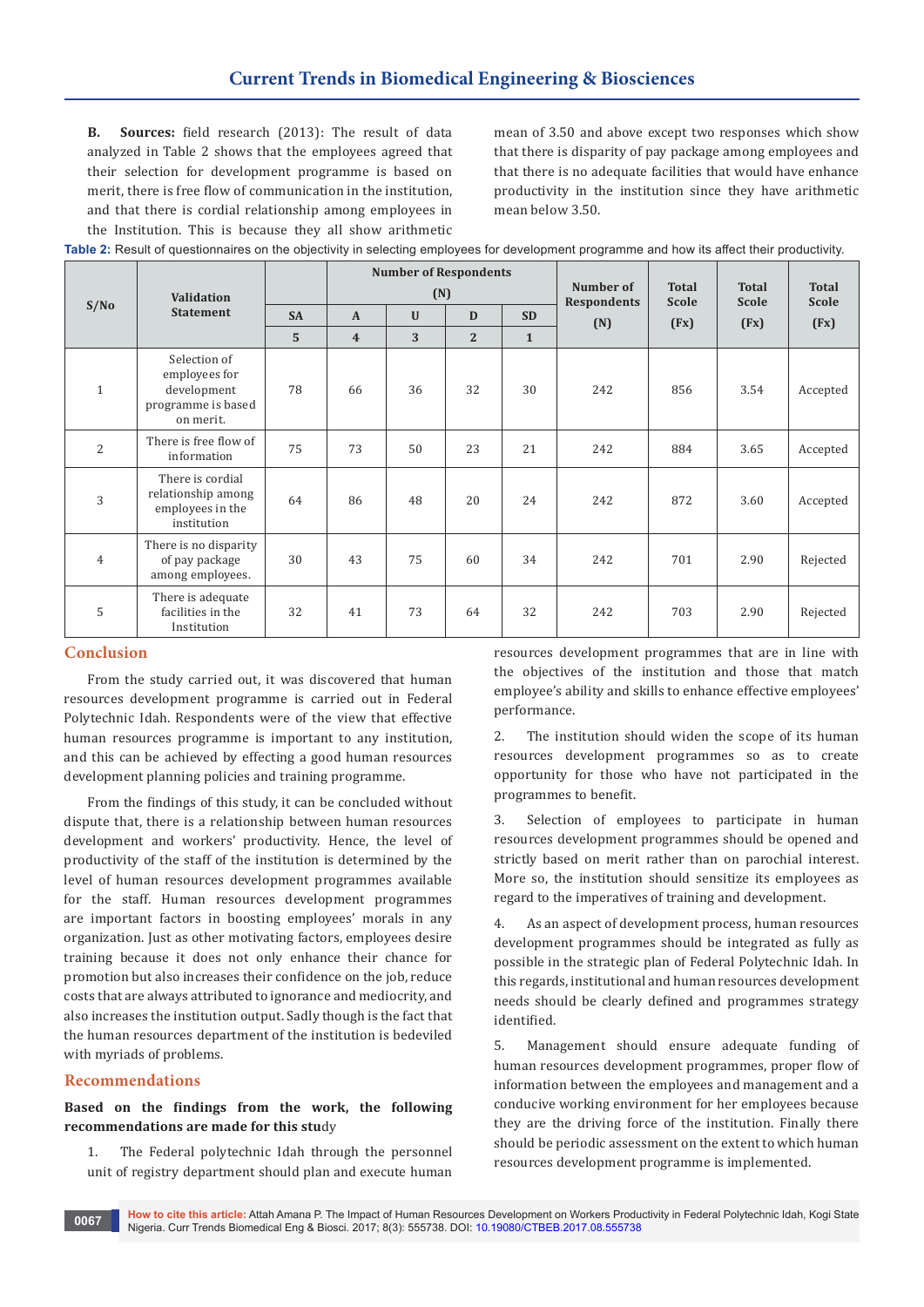**B. Sources:** field research (2013): The result of data analyzed in Table 2 shows that the employees agreed that their selection for development programme is based on merit, there is free flow of communication in the institution, and that there is cordial relationship among employees in the Institution. This is because they all show arithmetic mean of 3.50 and above except two responses which show that there is disparity of pay package among employees and that there is no adequate facilities that would have enhance productivity in the institution since they have arithmetic mean below 3.50.

**Table 2:** Result of questionnaires on the objectivity in selecting employees for development programme and how its affect their productivity.

| S/No | Validation Statement | Number of Respondents (N) | | | | | Number of Respondents (N) | Total Scole (Fx) | Total Scole (Fx) | Total Scole (Fx) |
|---|---|---|---|---|---|---|---|---|---|---|
| | | SA | A | U | D | SD | | | | |
| | | 5 | 4 | 3 | 2 | 1 | | | | |
| 1 | Selection of employees for development programme is based on merit. | 78 | 66 | 36 | 32 | 30 | 242 | 856 | 3.54 | Accepted |
| 2 | There is free flow of information | 75 | 73 | 50 | 23 | 21 | 242 | 884 | 3.65 | Accepted |
| 3 | There is cordial relationship among employees in the institution | 64 | 86 | 48 | 20 | 24 | 242 | 872 | 3.60 | Accepted |
| 4 | There is no disparity of pay package among employees. | 30 | 43 | 75 | 60 | 34 | 242 | 701 | 2.90 | Rejected |
| 5 | There is adequate facilities in the Institution | 32 | 41 | 73 | 64 | 32 | 242 | 703 | 2.90 | Rejected |

## Conclusion

From the study carried out, it was discovered that human resources development programme is carried out in Federal Polytechnic Idah. Respondents were of the view that effective human resources programme is important to any institution, and this can be achieved by effecting a good human resources development planning policies and training programme.

From the findings of this study, it can be concluded without dispute that, there is a relationship between human resources development and workers' productivity. Hence, the level of productivity of the staff of the institution is determined by the level of human resources development programmes available for the staff. Human resources development programmes are important factors in boosting employees' morals in any organization. Just as other motivating factors, employees desire training because it does not only enhance their chance for promotion but also increases their confidence on the job, reduce costs that are always attributed to ignorance and mediocrity, and also increases the institution output. Sadly though is the fact that the human resources department of the institution is bedeviled with myriads of problems.

## Recommendations

**Based on the findings from the work, the following recommendations are made for this stu**dy

1. The Federal polytechnic Idah through the personnel unit of registry department should plan and execute human resources development programmes that are in line with the objectives of the institution and those that match employee's ability and skills to enhance effective employees' performance.

2. The institution should widen the scope of its human resources development programmes so as to create opportunity for those who have not participated in the programmes to benefit.

3. Selection of employees to participate in human resources development programmes should be opened and strictly based on merit rather than on parochial interest. More so, the institution should sensitize its employees as regard to the imperatives of training and development.

4. As an aspect of development process, human resources development programmes should be integrated as fully as possible in the strategic plan of Federal Polytechnic Idah. In this regards, institutional and human resources development needs should be clearly defined and programmes strategy identified.

5. Management should ensure adequate funding of human resources development programmes, proper flow of information between the employees and management and a conducive working environment for her employees because they are the driving force of the institution. Finally there should be periodic assessment on the extent to which human resources development programme is implemented.

**How to cite this article:** Attah Amana P. The Impact of Human Resources Development on Workers Productivity in Federal Polytechnic Idah, Kogi State Nigeria. Curr Trends Biomedical Eng & Biosci. 2017; 8(3): 555738. DOI: 10.19080/CTBEB.2017.08.555738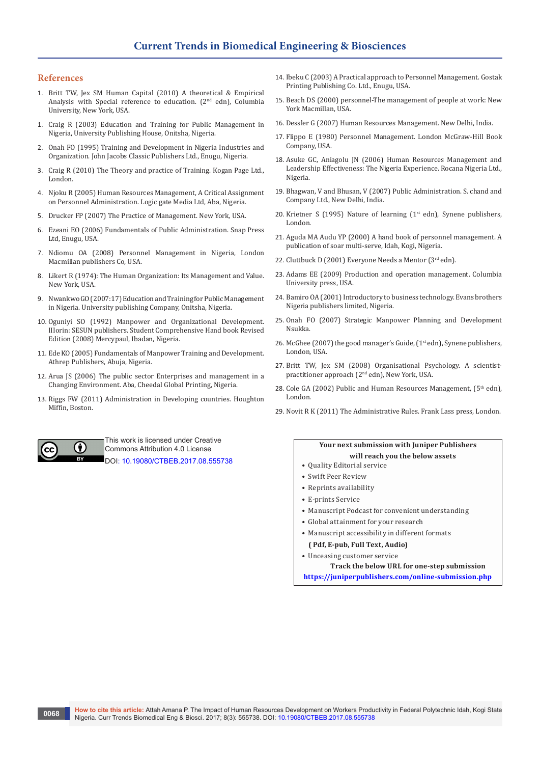## References

1. Britt TW, Jex SM Human Capital (2010) A theoretical & Empirical Analysis with Special reference to education. (2nd edn), Columbia University, New York, USA.
1. Craig R (2003) Education and Training for Public Management in Nigeria, University Publishing House, Onitsha, Nigeria.
2. Onah FO (1995) Training and Development in Nigeria Industries and Organization. John Jacobs Classic Publishers Ltd., Enugu, Nigeria.
3. Craig R (2010) The Theory and practice of Training. Kogan Page Ltd., London.
4. Njoku R (2005) Human Resources Management, A Critical Assignment on Personnel Administration. Logic gate Media Ltd, Aba, Nigeria.
5. Drucker FP (2007) The Practice of Management. New York, USA.
6. Ezeani EO (2006) Fundamentals of Public Administration. Snap Press Ltd, Enugu, USA.
7. Ndiomu OA (2008) Personnel Management in Nigeria, London Macmillan publishers Co, USA.
8. Likert R (1974): The Human Organization: Its Management and Value. New York, USA.
9. Nwankwo GO (2007:17) Education and Training for Public Management in Nigeria. University publishing Company, Onitsha, Nigeria.
10. Oguniyi SO (1992) Manpower and Organizational Development. IIIorin: SESUN publishers. Student Comprehensive Hand book Revised Edition (2008) Mercypaul, Ibadan, Nigeria.
11. Ede KO (2005) Fundamentals of Manpower Training and Development. Athrep Publishers, Abuja, Nigeria.
12. Arua JS (2006) The public sector Enterprises and management in a Changing Environment. Aba, Cheedal Global Printing, Nigeria.
13. Riggs FW (2011) Administration in Developing countries. Houghton Miffin, Boston.
14. Ibeku C (2003) A Practical approach to Personnel Management. Gostak Printing Publishing Co. Ltd., Enugu, USA.
15. Beach DS (2000) personnel-The management of people at work: New York Macmillan, USA.
16. Dessler G (2007) Human Resources Management. New Delhi, India.
17. Flippo E (1980) Personnel Management. London McGraw-Hill Book Company, USA.
18. Asuke GC, Aniagolu JN (2006) Human Resources Management and Leadership Effectiveness: The Nigeria Experience. Rocana Nigeria Ltd., Nigeria.
19. Bhagwan, V and Bhusan, V (2007) Public Administration. S. chand and Company Ltd., New Delhi, India.
20. Krietner S (1995) Nature of learning (1st edn), Synene publishers, London.
21. Aguda MA Audu YP (2000) A hand book of personnel management. A publication of soar multi-serve, Idah, Kogi, Nigeria.
22. Cluttbuck D (2001) Everyone Needs a Mentor (3rd edn).
23. Adams EE (2009) Production and operation management. Columbia University press, USA.
24. Bamiro OA (2001) Introductory to business technology. Evans brothers Nigeria publishers limited, Nigeria.
25. Onah FO (2007) Strategic Manpower Planning and Development Nsukka.
26. McGhee (2007) the good manager's Guide, (1st edn), Synene publishers, London, USA.
27. Britt TW, Jex SM (2008) Organisational Psychology. A scientist-practitioner approach (2nd edn), New York, USA.
28. Cole GA (2002) Public and Human Resources Management, (5th edn), London.
29. Novit R K (2011) The Administrative Rules. Frank Lass press, London.

This work is licensed under Creative Commons Attribution 4.0 License
DOI: 10.19080/CTBEB.2017.08.555738

**Your next submission with Juniper Publishers will reach you the below assets**

- Quality Editorial service
- Swift Peer Review
- Reprints availability
- E-prints Service
- Manuscript Podcast for convenient understanding
- Global attainment for your research
- Manuscript accessibility in different formats
  **( Pdf, E-pub, Full Text, Audio)**
- Unceasing customer service

**Track the below URL for one-step submission**
**https://juniperpublishers.com/online-submission.php**